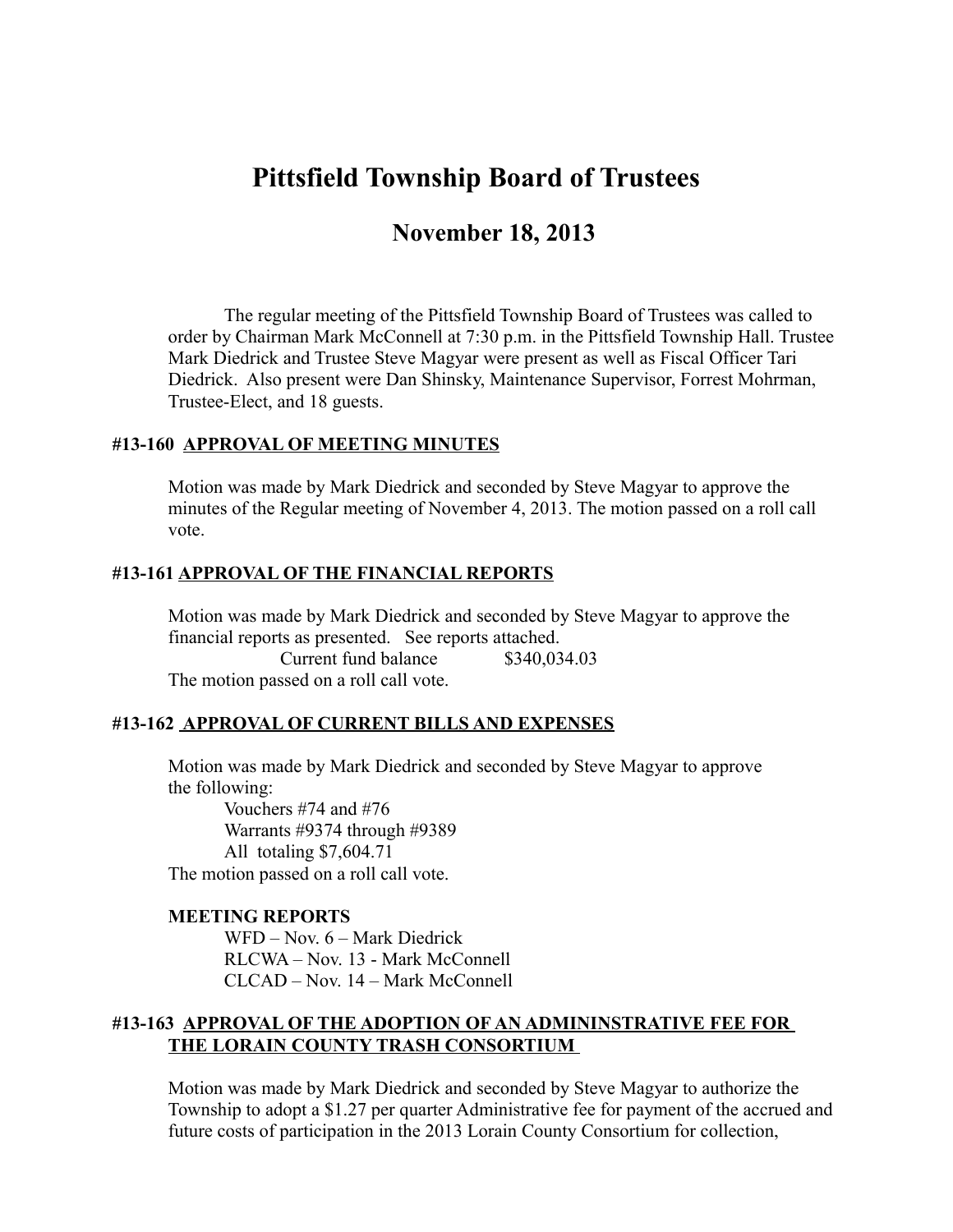# Pittsfield Township Board of Trustees

## November 18, 2013

The regular meeting of the Pittsfield Township Board of Trustees was called to order by Chairman Mark McConnell at 7:30 p.m. in the Pittsfield Township Hall. Trustee Mark Diedrick and Trustee Steve Magyar were present as well as Fiscal Officer Tari Diedrick. Also present were Dan Shinsky, Maintenance Supervisor, Forrest Mohrman, Trustee-Elect, and 18 guests.

### #13-160 APPROVAL OF MEETING MINUTES

Motion was made by Mark Diedrick and seconded by Steve Magyar to approve the minutes of the Regular meeting of November 4, 2013. The motion passed on a roll call vote.

### #13-161 APPROVAL OF THE FINANCIAL REPORTS

Motion was made by Mark Diedrick and seconded by Steve Magyar to approve the financial reports as presented. See reports attached.

Current fund balance $340,034.03

The motion passed on a roll call vote.

### #13-162 APPROVAL OF CURRENT BILLS AND EXPENSES

Motion was made by Mark Diedrick and seconded by Steve Magyar to approve the following:

Vouchers #74 and #76
Warrants #9374 through #9389
All totaling $7,604.71

The motion passed on a roll call vote.

**MEETING REPORTS**

WFD – Nov. 6 – Mark Diedrick
RLCWA – Nov. 13 - Mark McConnell
CLCAD – Nov. 14 – Mark McConnell

### #13-163 APPROVAL OF THE ADOPTION OF AN ADMININSTRATIVE FEE FOR THE LORAIN COUNTY TRASH CONSORTIUM

Motion was made by Mark Diedrick and seconded by Steve Magyar to authorize the Township to adopt a $1.27 per quarter Administrative fee for payment of the accrued and future costs of participation in the 2013 Lorain County Consortium for collection,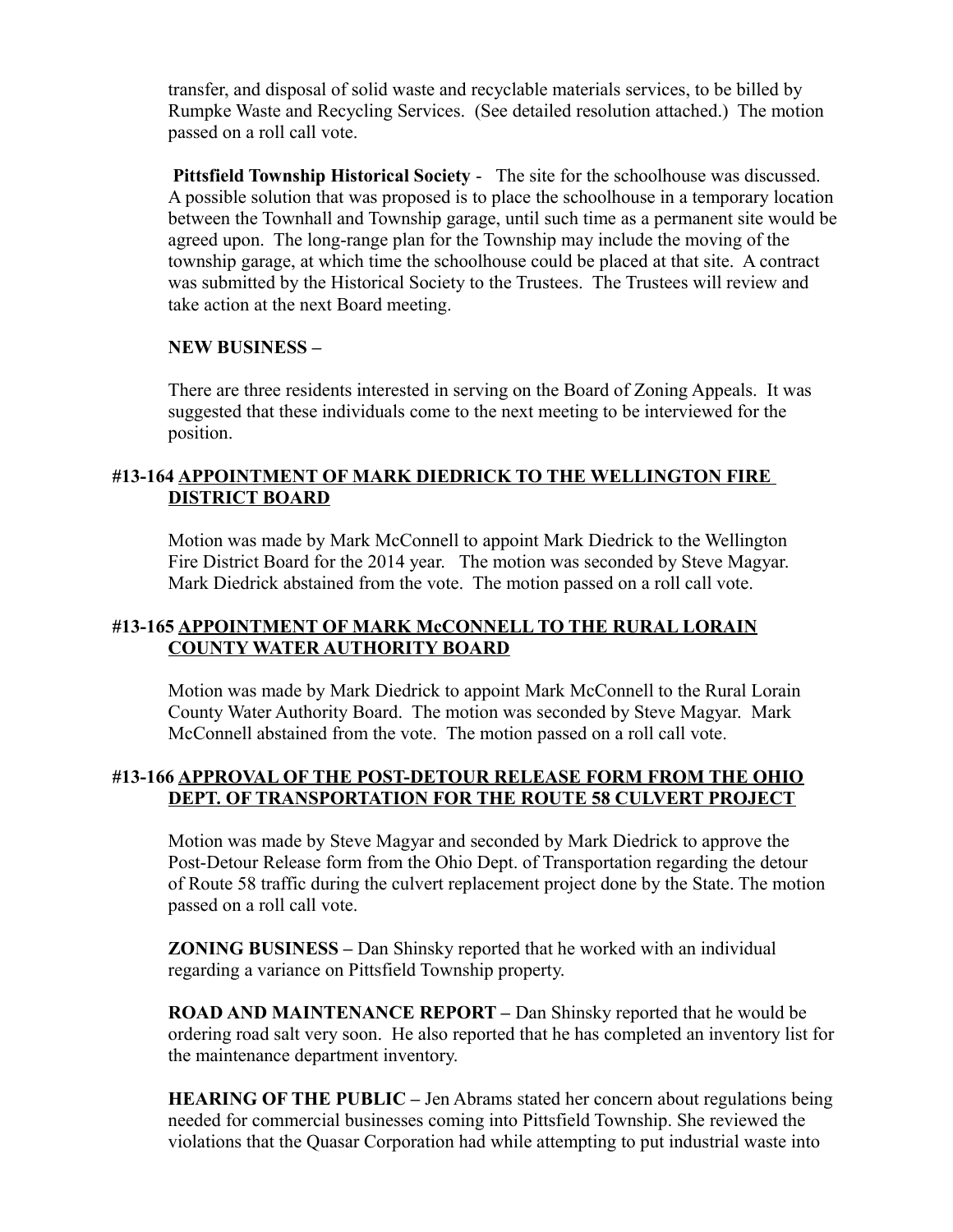transfer, and disposal of solid waste and recyclable materials services, to be billed by Rumpke Waste and Recycling Services. (See detailed resolution attached.) The motion passed on a roll call vote.

**Pittsfield Township Historical Society** - The site for the schoolhouse was discussed. A possible solution that was proposed is to place the schoolhouse in a temporary location between the Townhall and Township garage, until such time as a permanent site would be agreed upon. The long-range plan for the Township may include the moving of the township garage, at which time the schoolhouse could be placed at that site. A contract was submitted by the Historical Society to the Trustees. The Trustees will review and take action at the next Board meeting.

**NEW BUSINESS –**

There are three residents interested in serving on the Board of Zoning Appeals. It was suggested that these individuals come to the next meeting to be interviewed for the position.

**#13-164 APPOINTMENT OF MARK DIEDRICK TO THE WELLINGTON FIRE DISTRICT BOARD**

Motion was made by Mark McConnell to appoint Mark Diedrick to the Wellington Fire District Board for the 2014 year. The motion was seconded by Steve Magyar. Mark Diedrick abstained from the vote. The motion passed on a roll call vote.

**#13-165 APPOINTMENT OF MARK McCONNELL TO THE RURAL LORAIN COUNTY WATER AUTHORITY BOARD**

Motion was made by Mark Diedrick to appoint Mark McConnell to the Rural Lorain County Water Authority Board. The motion was seconded by Steve Magyar. Mark McConnell abstained from the vote. The motion passed on a roll call vote.

**#13-166 APPROVAL OF THE POST-DETOUR RELEASE FORM FROM THE OHIO DEPT. OF TRANSPORTATION FOR THE ROUTE 58 CULVERT PROJECT**

Motion was made by Steve Magyar and seconded by Mark Diedrick to approve the Post-Detour Release form from the Ohio Dept. of Transportation regarding the detour of Route 58 traffic during the culvert replacement project done by the State. The motion passed on a roll call vote.

**ZONING BUSINESS –** Dan Shinsky reported that he worked with an individual regarding a variance on Pittsfield Township property.

**ROAD AND MAINTENANCE REPORT –** Dan Shinsky reported that he would be ordering road salt very soon. He also reported that he has completed an inventory list for the maintenance department inventory.

**HEARING OF THE PUBLIC –** Jen Abrams stated her concern about regulations being needed for commercial businesses coming into Pittsfield Township. She reviewed the violations that the Quasar Corporation had while attempting to put industrial waste into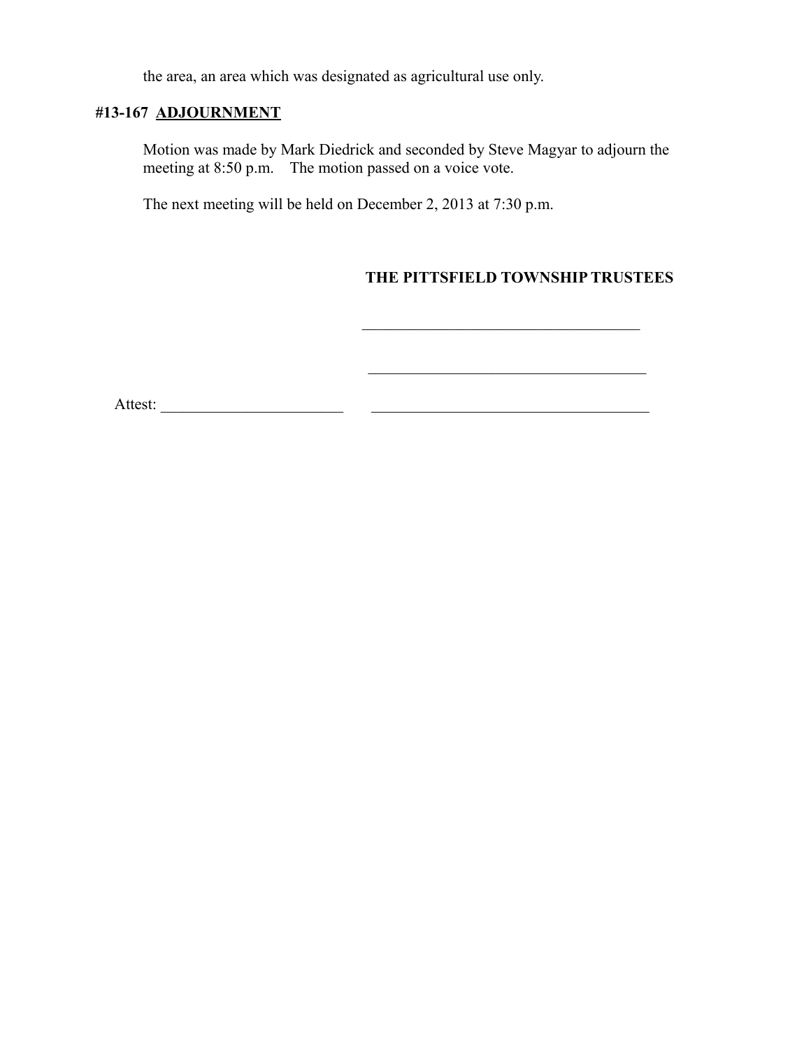the area, an area which was designated as agricultural use only.

**#13-167 ADJOURNMENT**

Motion was made by Mark Diedrick and seconded by Steve Magyar to adjourn the meeting at 8:50 p.m. The motion passed on a voice vote.

The next meeting will be held on December 2, 2013 at 7:30 p.m.

**THE PITTSFIELD TOWNSHIP TRUSTEES**

\_\_\_\_\_\_\_\_\_\_\_\_\_\_\_\_\_\_\_\_\_\_\_\_\_\_\_\_\_\_\_\_\_\_\_\_

\_\_\_\_\_\_\_\_\_\_\_\_\_\_\_\_\_\_\_\_\_\_\_\_\_\_\_\_\_\_\_\_\_\_\_\_

Attest: \_\_\_\_\_\_\_\_\_\_\_\_\_\_\_\_\_\_\_\_\_\_\_\_ \_\_\_\_\_\_\_\_\_\_\_\_\_\_\_\_\_\_\_\_\_\_\_\_\_\_\_\_\_\_\_\_\_\_\_\_